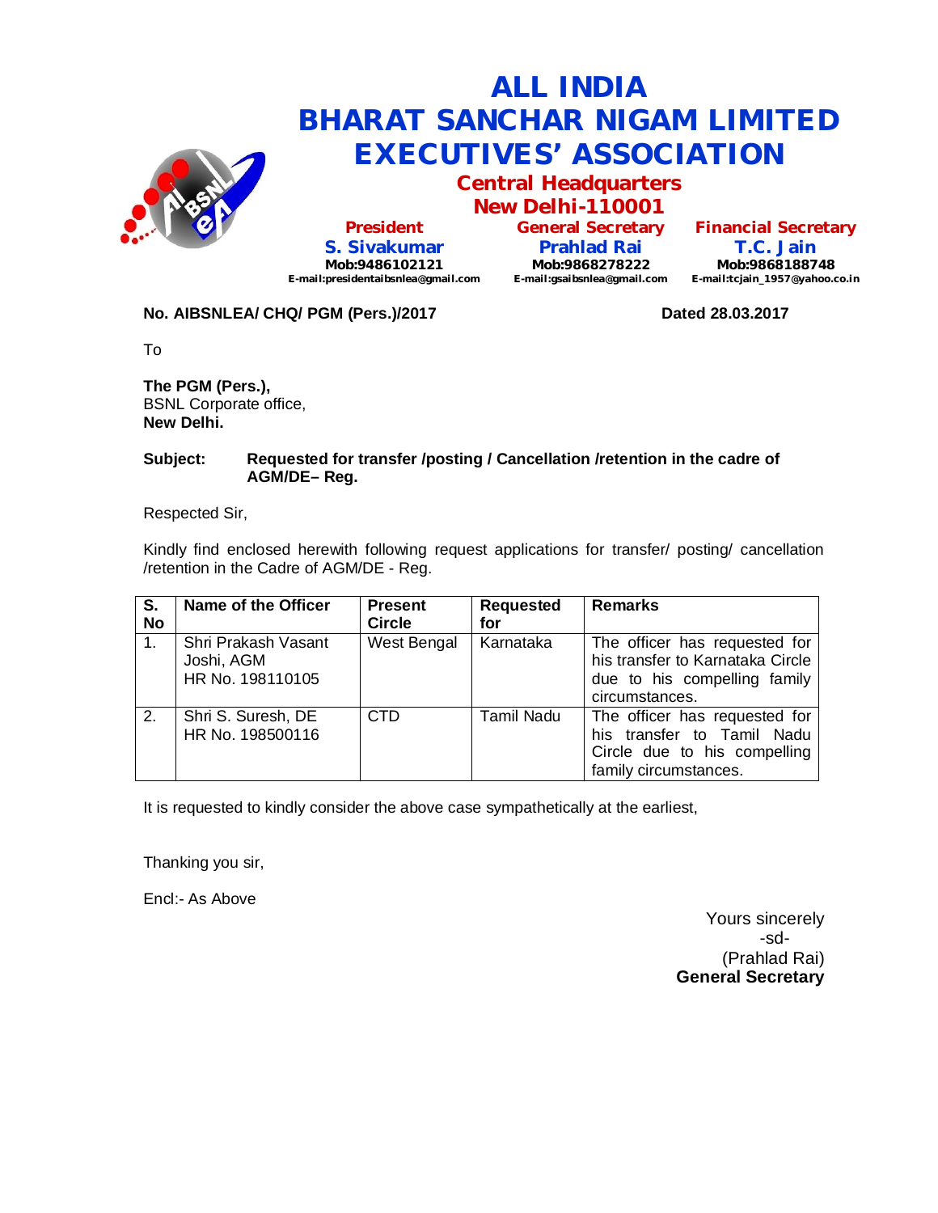# ALL INDIA
# BHARAT SANCHAR NIGAM LIMITED
# EXECUTIVES' ASSOCIATION

## Central Headquarters
## New Delhi-110001

| President | General Secretary | Financial Secretary |
|---|---|---|
| **S. Sivakumar** | **Prahlad Rai** | **T.C. Jain** |
| Mob:9486102121 | Mob:9868278222 | Mob:9868188748 |
| E-mail:presidentaibsnlea@gmail.com | E-mail:gsaibsnlea@gmail.com | E-mail:tcjain_1957@yahoo.co.in |

**No. AIBSNLEA/ CHQ/ PGM (Pers.)/2017** **Dated 28.03.2017**

To

**The PGM (Pers.),**
BSNL Corporate office,
**New Delhi.**

**Subject: Requested for transfer /posting / Cancellation /retention in the cadre of AGM/DE– Reg.**

Respected Sir,

Kindly find enclosed herewith following request applications for transfer/ posting/ cancellation /retention in the Cadre of AGM/DE - Reg.

| S. No | Name of the Officer | Present Circle | Requested for | Remarks |
|---|---|---|---|---|
| 1. | Shri Prakash Vasant Joshi, AGM HR No. 198110105 | West Bengal | Karnataka | The officer has requested for his transfer to Karnataka Circle due to his compelling family circumstances. |
| 2. | Shri S. Suresh, DE HR No. 198500116 | CTD | Tamil Nadu | The officer has requested for his transfer to Tamil Nadu Circle due to his compelling family circumstances. |

It is requested to kindly consider the above case sympathetically at the earliest,

Thanking you sir,

Encl:- As Above

Yours sincerely
-sd-
(Prahlad Rai)
**General Secretary**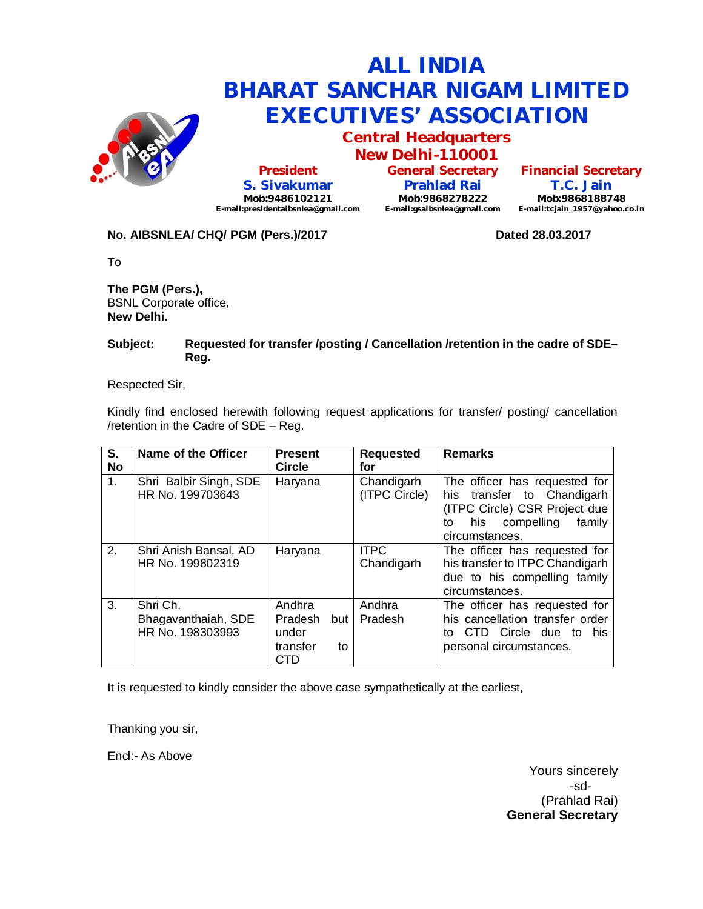# ALL INDIA BHARAT SANCHAR NIGAM LIMITED EXECUTIVES' ASSOCIATION

## Central Headquarters
## New Delhi-110001

| President | General Secretary | Financial Secretary |
|---|---|---|
| **S. Sivakumar** | **Prahlad Rai** | **T.C. Jain** |
| Mob:9486102121 | Mob:9868278222 | Mob:9868188748 |
| E-mail:presidentaibsnlea@gmail.com | E-mail:gsaibsnlea@gmail.com | E-mail:tcjain_1957@yahoo.co.in |

**No. AIBSNLEA/ CHQ/ PGM (Pers.)/2017** **Dated 28.03.2017**

To

**The PGM (Pers.),**
BSNL Corporate office,
**New Delhi.**

**Subject: Requested for transfer /posting / Cancellation /retention in the cadre of SDE– Reg.**

Respected Sir,

Kindly find enclosed herewith following request applications for transfer/ posting/ cancellation /retention in the Cadre of SDE – Reg.

| S. No | Name of the Officer | Present Circle | Requested for | Remarks |
|---|---|---|---|---|
| 1. | Shri Balbir Singh, SDE HR No. 199703643 | Haryana | Chandigarh (ITPC Circle) | The officer has requested for his transfer to Chandigarh (ITPC Circle) CSR Project due to his compelling family circumstances. |
| 2. | Shri Anish Bansal, AD HR No. 199802319 | Haryana | ITPC Chandigarh | The officer has requested for his transfer to ITPC Chandigarh due to his compelling family circumstances. |
| 3. | Shri Ch. Bhagavanthaiah, SDE HR No. 198303993 | Andhra Pradesh but under transfer to CTD | Andhra Pradesh | The officer has requested for his cancellation transfer order to CTD Circle due to his personal circumstances. |

It is requested to kindly consider the above case sympathetically at the earliest,

Thanking you sir,

Encl:- As Above

Yours sincerely
-sd-
(Prahlad Rai)
**General Secretary**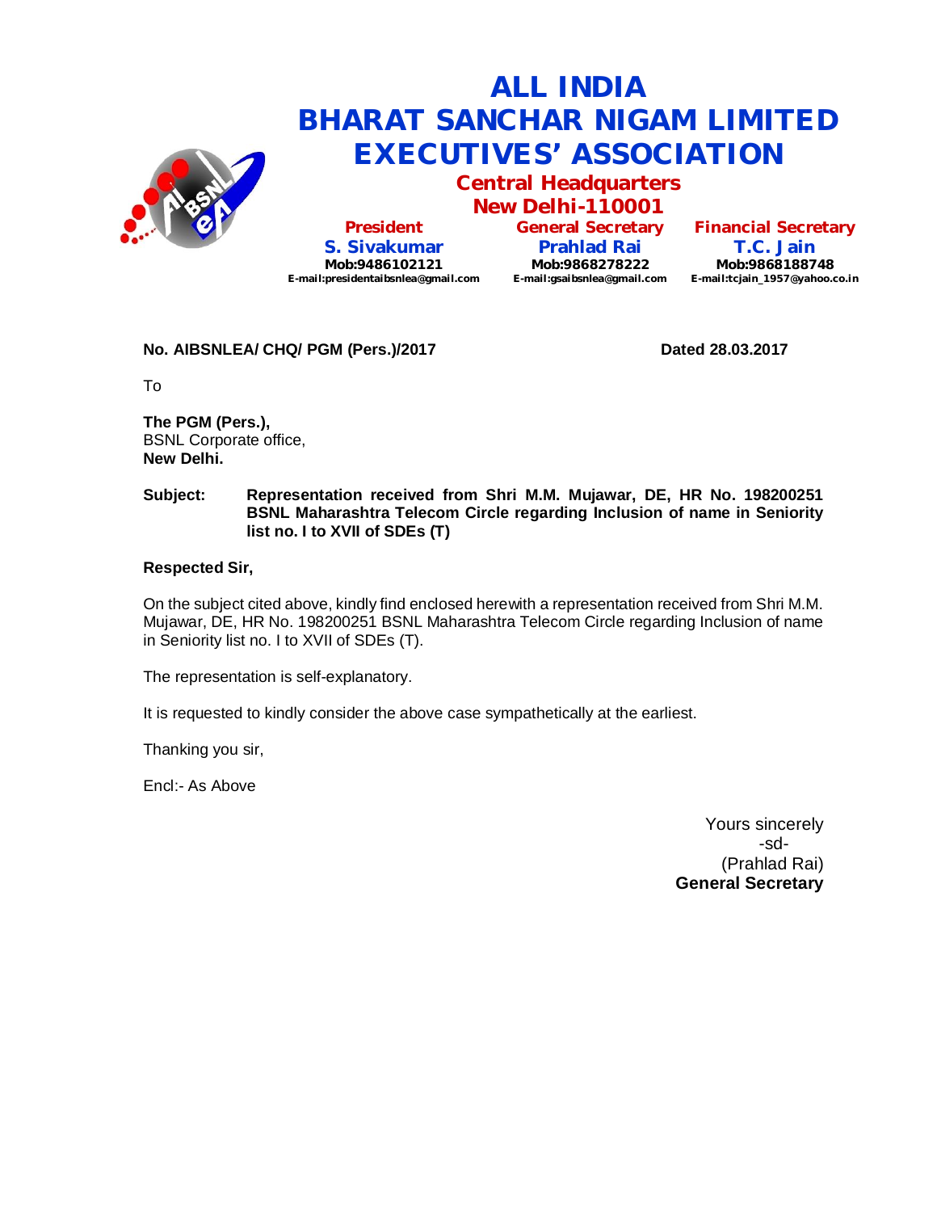# ALL INDIA BHARAT SANCHAR NIGAM LIMITED EXECUTIVES' ASSOCIATION

## Central Headquarters
## New Delhi-110001

**President**
**S. Sivakumar**
**Mob:9486102121**
**E-mail:presidentaibsnlea@gmail.com**

**General Secretary**
**Prahlad Rai**
**Mob:9868278222**
**E-mail:gsaibsnlea@gmail.com**

**Financial Secretary**
**T.C. Jain**
**Mob:9868188748**
**E-mail:tcjain_1957@yahoo.co.in**

**No. AIBSNLEA/ CHQ/ PGM (Pers.)/2017** **Dated 28.03.2017**

To

**The PGM (Pers.),**
BSNL Corporate office,
**New Delhi.**

**Subject: Representation received from Shri M.M. Mujawar, DE, HR No. 198200251 BSNL Maharashtra Telecom Circle regarding Inclusion of name in Seniority list no. I to XVII of SDEs (T)**

**Respected Sir,**

On the subject cited above, kindly find enclosed herewith a representation received from Shri M.M. Mujawar, DE, HR No. 198200251 BSNL Maharashtra Telecom Circle regarding Inclusion of name in Seniority list no. I to XVII of SDEs (T).

The representation is self-explanatory.

It is requested to kindly consider the above case sympathetically at the earliest.

Thanking you sir,

Encl:- As Above

Yours sincerely
-sd-
(Prahlad Rai)
**General Secretary**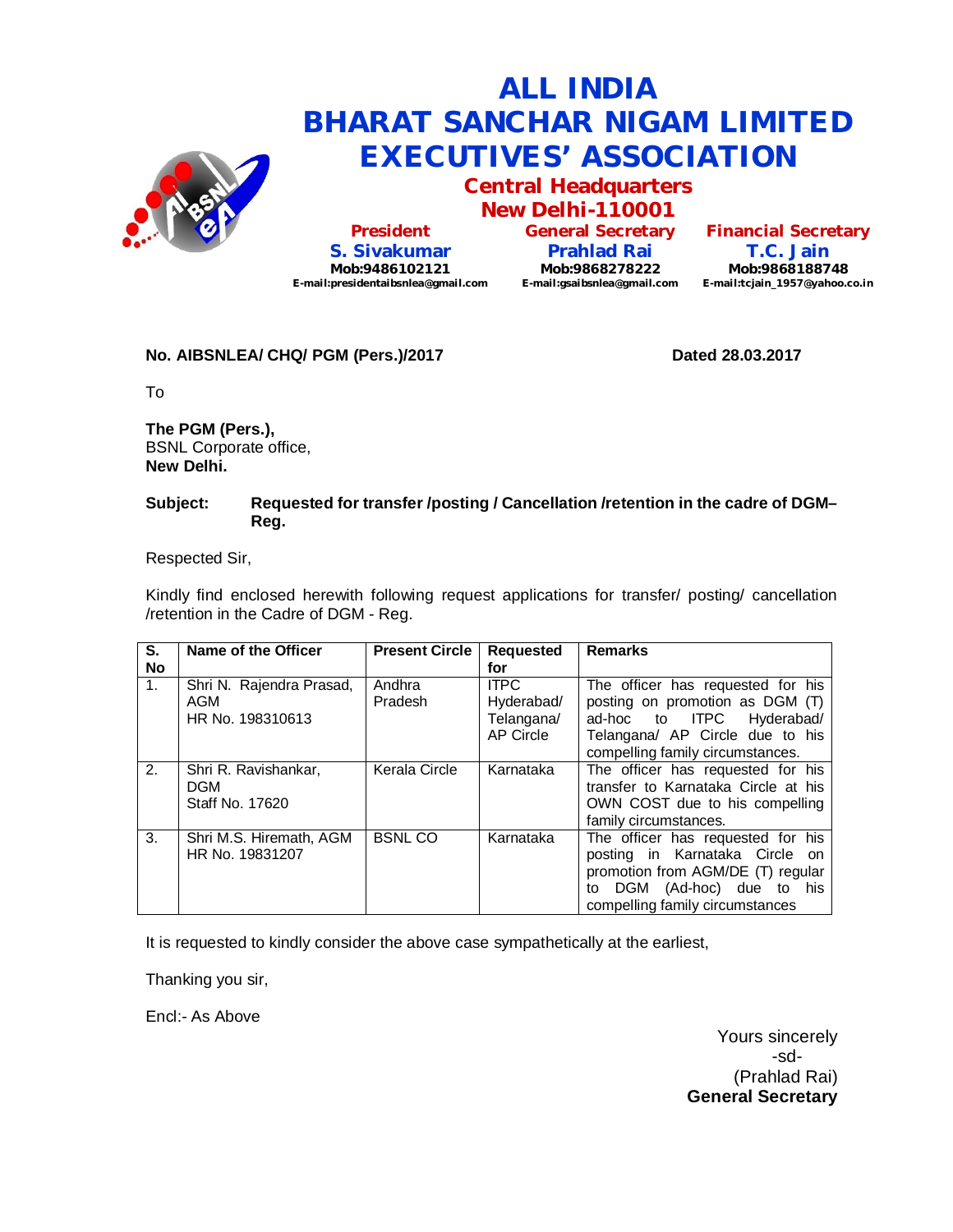# ALL INDIA BHARAT SANCHAR NIGAM LIMITED EXECUTIVES' ASSOCIATION

## Central Headquarters
## New Delhi-110001

| President | General Secretary | Financial Secretary |
|---|---|---|
| S. Sivakumar | Prahlad Rai | T.C. Jain |
| Mob:9486102121 | Mob:9868278222 | Mob:9868188748 |
| E-mail:presidentaibsnlea@gmail.com | E-mail:gsaibsnlea@gmail.com | E-mail:tcjain_1957@yahoo.co.in |

**No. AIBSNLEA/ CHQ/ PGM (Pers.)/2017** **Dated 28.03.2017**

To

**The PGM (Pers.),**
BSNL Corporate office,
**New Delhi.**

**Subject: Requested for transfer /posting / Cancellation /retention in the cadre of DGM–Reg.**

Respected Sir,

Kindly find enclosed herewith following request applications for transfer/ posting/ cancellation /retention in the Cadre of DGM - Reg.

| S. No | Name of the Officer | Present Circle | Requested for | Remarks |
|---|---|---|---|---|
| 1. | Shri N. Rajendra Prasad, AGM HR No. 198310613 | Andhra Pradesh | ITPC Hyderabad/ Telangana/ AP Circle | The officer has requested for his posting on promotion as DGM (T) ad-hoc to ITPC Hyderabad/ Telangana/ AP Circle due to his compelling family circumstances. |
| 2. | Shri R. Ravishankar, DGM Staff No. 17620 | Kerala Circle | Karnataka | The officer has requested for his transfer to Karnataka Circle at his OWN COST due to his compelling family circumstances. |
| 3. | Shri M.S. Hiremath, AGM HR No. 19831207 | BSNL CO | Karnataka | The officer has requested for his posting in Karnataka Circle on promotion from AGM/DE (T) regular to DGM (Ad-hoc) due to his compelling family circumstances |

It is requested to kindly consider the above case sympathetically at the earliest,

Thanking you sir,

Encl:- As Above

Yours sincerely
-sd-
(Prahlad Rai)
**General Secretary**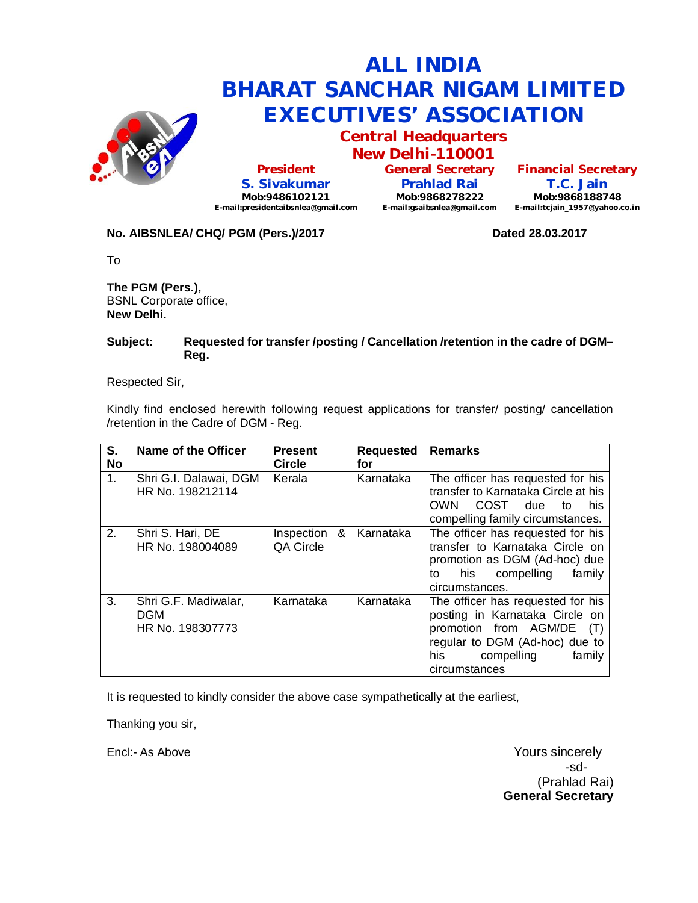# ALL INDIA BHARAT SANCHAR NIGAM LIMITED EXECUTIVES' ASSOCIATION

## Central Headquarters
## New Delhi-110001

| President | General Secretary | Financial Secretary |
|---|---|---|
| S. Sivakumar | Prahlad Rai | T.C. Jain |
| Mob:9486102121 | Mob:9868278222 | Mob:9868188748 |
| E-mail:presidentaibsnlea@gmail.com | E-mail:gsaibsnlea@gmail.com | E-mail:tcjain_1957@yahoo.co.in |

**No. AIBSNLEA/ CHQ/ PGM (Pers.)/2017** **Dated 28.03.2017**

To

**The PGM (Pers.),**
BSNL Corporate office,
**New Delhi.**

**Subject: Requested for transfer /posting / Cancellation /retention in the cadre of DGM–Reg.**

Respected Sir,

Kindly find enclosed herewith following request applications for transfer/ posting/ cancellation /retention in the Cadre of DGM - Reg.

| S. No | Name of the Officer | Present Circle | Requested for | Remarks |
|---|---|---|---|---|
| 1. | Shri G.I. Dalawai, DGM HR No. 198212114 | Kerala | Karnataka | The officer has requested for his transfer to Karnataka Circle at his OWN COST due to his compelling family circumstances. |
| 2. | Shri S. Hari, DE HR No. 198004089 | Inspection & QA Circle | Karnataka | The officer has requested for his transfer to Karnataka Circle on promotion as DGM (Ad-hoc) due to his compelling family circumstances. |
| 3. | Shri G.F. Madiwalar, DGM HR No. 198307773 | Karnataka | Karnataka | The officer has requested for his posting in Karnataka Circle on promotion from AGM/DE (T) regular to DGM (Ad-hoc) due to his compelling family circumstances |

It is requested to kindly consider the above case sympathetically at the earliest,

Thanking you sir,

Encl:- As Above

Yours sincerely
-sd-
(Prahlad Rai)
**General Secretary**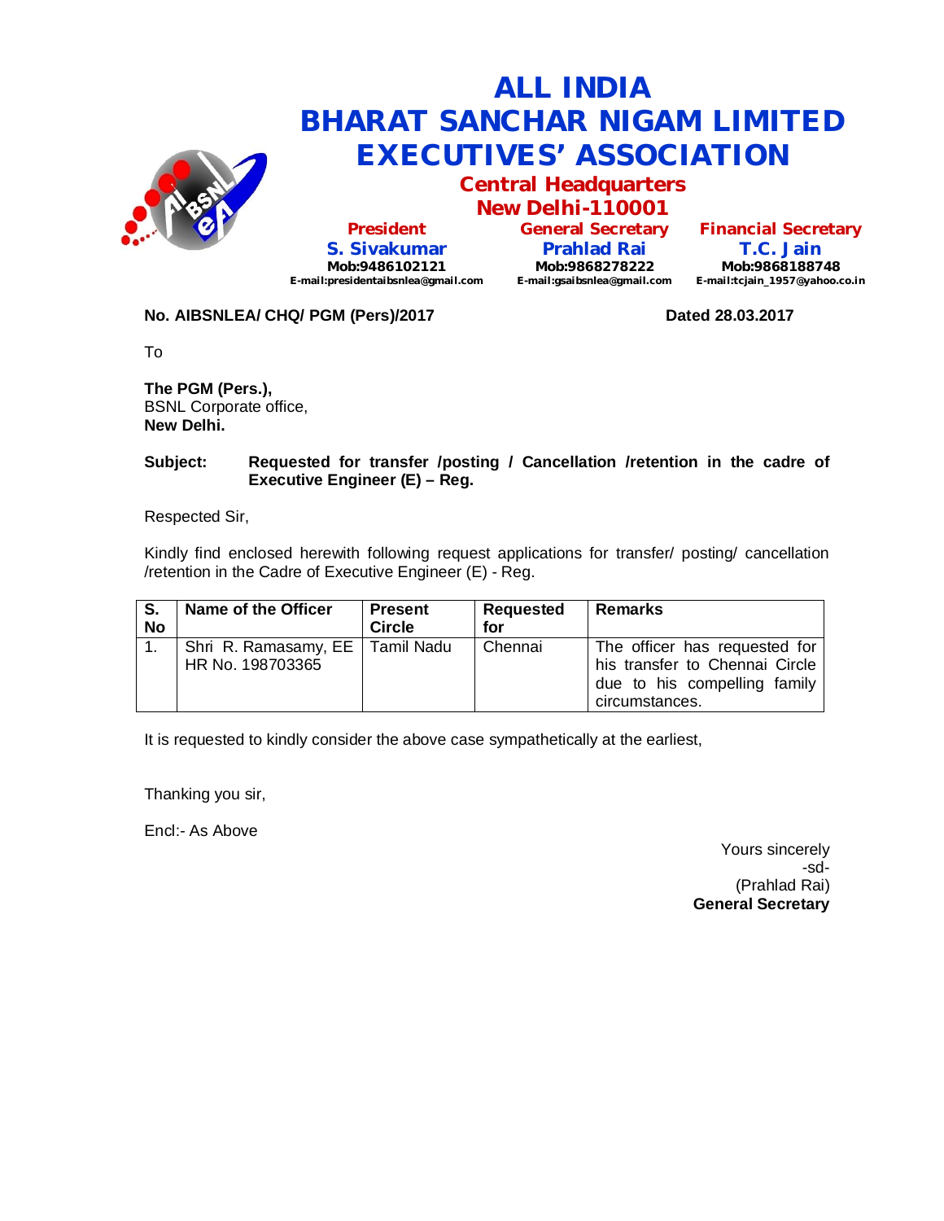# ALL INDIA
# BHARAT SANCHAR NIGAM LIMITED
# EXECUTIVES' ASSOCIATION

## Central Headquarters
## New Delhi-110001

**President**
**S. Sivakumar**
**Mob:9486102121**
**E-mail:presidentaibsnlea@gmail.com**

**General Secretary**
**Prahlad Rai**
**Mob:9868278222**
**E-mail:gsaibsnlea@gmail.com**

**Financial Secretary**
**T.C. Jain**
**Mob:9868188748**
**E-mail:tcjain_1957@yahoo.co.in**

**No. AIBSNLEA/ CHQ/ PGM (Pers)/2017** **Dated 28.03.2017**

To

**The PGM (Pers.),**
BSNL Corporate office,
**New Delhi.**

**Subject: Requested for transfer /posting / Cancellation /retention in the cadre of Executive Engineer (E) – Reg.**

Respected Sir,

Kindly find enclosed herewith following request applications for transfer/ posting/ cancellation /retention in the Cadre of Executive Engineer (E) - Reg.

| S. No | Name of the Officer | Present Circle | Requested for | Remarks |
|---|---|---|---|---|
| 1. | Shri R. Ramasamy, EE HR No. 198703365 | Tamil Nadu | Chennai | The officer has requested for his transfer to Chennai Circle due to his compelling family circumstances. |

It is requested to kindly consider the above case sympathetically at the earliest,

Thanking you sir,

Encl:- As Above

Yours sincerely
-sd-
(Prahlad Rai)
**General Secretary**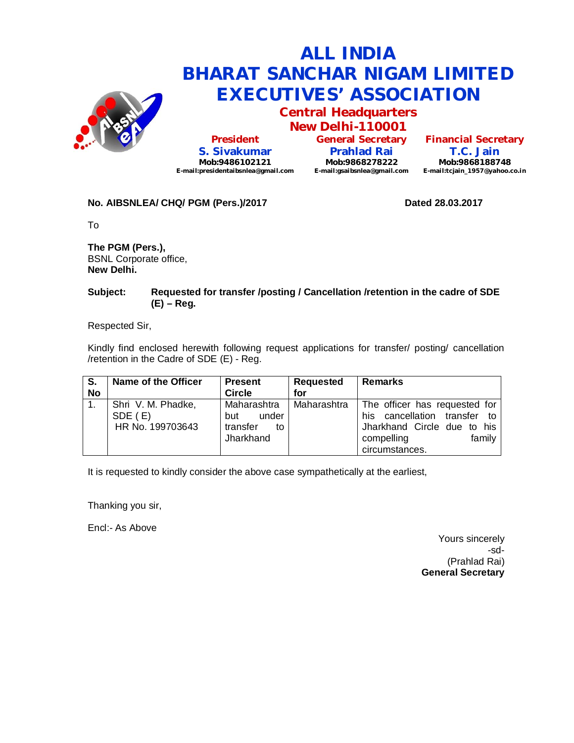# ALL INDIA
# BHARAT SANCHAR NIGAM LIMITED
# EXECUTIVES' ASSOCIATION

## Central Headquarters
## New Delhi-110001

| President | General Secretary | Financial Secretary |
|---|---|---|
| **S. Sivakumar** | **Prahlad Rai** | **T.C. Jain** |
| Mob:9486102121 | Mob:9868278222 | Mob:9868188748 |
| E-mail:presidentaibsnlea@gmail.com | E-mail:gsaibsnlea@gmail.com | E-mail:tcjain_1957@yahoo.co.in |

**No. AIBSNLEA/ CHQ/ PGM (Pers.)/2017** **Dated 28.03.2017**

To

**The PGM (Pers.),**
BSNL Corporate office,
**New Delhi.**

**Subject: Requested for transfer /posting / Cancellation /retention in the cadre of SDE (E) – Reg.**

Respected Sir,

Kindly find enclosed herewith following request applications for transfer/ posting/ cancellation /retention in the Cadre of SDE (E) - Reg.

| S. No | Name of the Officer | Present Circle | Requested for | Remarks |
|---|---|---|---|---|
| 1. | Shri V. M. Phadke, SDE ( E) HR No. 199703643 | Maharashtra but under transfer to Jharkhand | Maharashtra | The officer has requested for his cancellation transfer to Jharkhand Circle due to his compelling family circumstances. |

It is requested to kindly consider the above case sympathetically at the earliest,

Thanking you sir,

Encl:- As Above

Yours sincerely
-sd-
(Prahlad Rai)
**General Secretary**